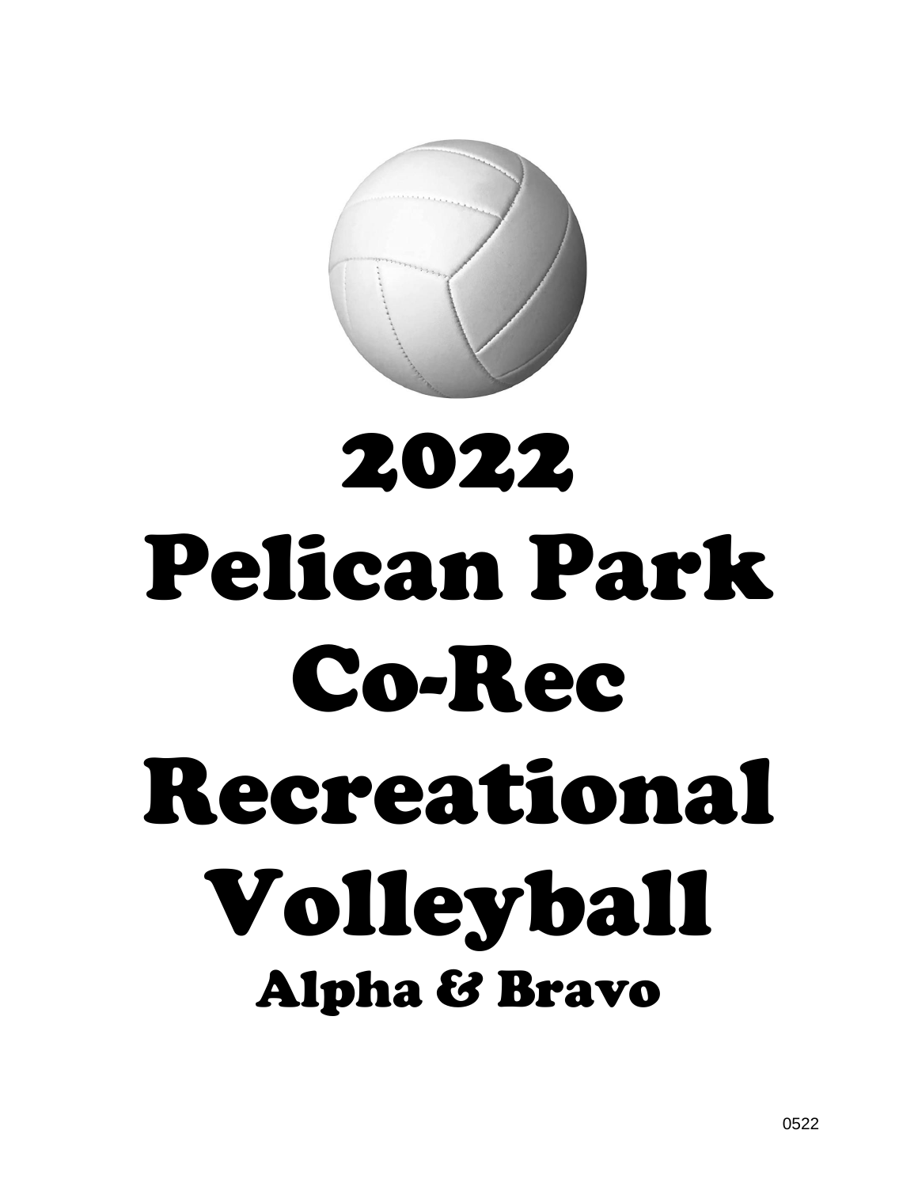# 2022
# Pelican Park
# Co-Rec
# Recreational
# Volleyball
## Alpha & Bravo

0522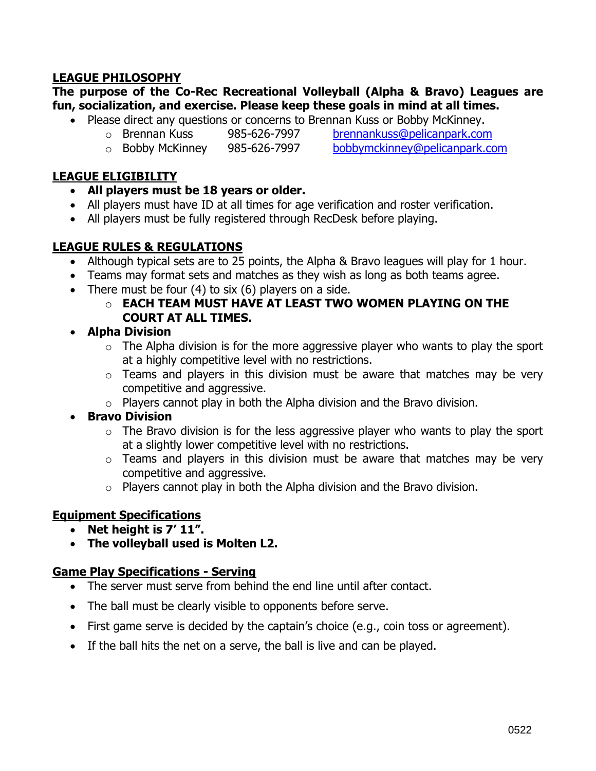## LEAGUE PHILOSOPHY

**The purpose of the Co-Rec Recreational Volleyball (Alpha & Bravo) Leagues are fun, socialization, and exercise. Please keep these goals in mind at all times.**

- Please direct any questions or concerns to Brennan Kuss or Bobby McKinney.
  - Brennan Kuss 985-626-7997 brennankuss@pelicanpark.com
  - Bobby McKinney 985-626-7997 bobbymckinney@pelicanpark.com

## LEAGUE ELIGIBILITY

- **All players must be 18 years or older.**
- All players must have ID at all times for age verification and roster verification.
- All players must be fully registered through RecDesk before playing.

## LEAGUE RULES & REGULATIONS

- Although typical sets are to 25 points, the Alpha & Bravo leagues will play for 1 hour.
- Teams may format sets and matches as they wish as long as both teams agree.
- There must be four (4) to six (6) players on a side.
  - **EACH TEAM MUST HAVE AT LEAST TWO WOMEN PLAYING ON THE COURT AT ALL TIMES.**
- **Alpha Division**
  - The Alpha division is for the more aggressive player who wants to play the sport at a highly competitive level with no restrictions.
  - Teams and players in this division must be aware that matches may be very competitive and aggressive.
  - Players cannot play in both the Alpha division and the Bravo division.
- **Bravo Division**
  - The Bravo division is for the less aggressive player who wants to play the sport at a slightly lower competitive level with no restrictions.
  - Teams and players in this division must be aware that matches may be very competitive and aggressive.
  - Players cannot play in both the Alpha division and the Bravo division.

## Equipment Specifications

- **Net height is 7' 11".**
- **The volleyball used is Molten L2.**

## Game Play Specifications - Serving

- The server must serve from behind the end line until after contact.
- The ball must be clearly visible to opponents before serve.
- First game serve is decided by the captain's choice (e.g., coin toss or agreement).
- If the ball hits the net on a serve, the ball is live and can be played.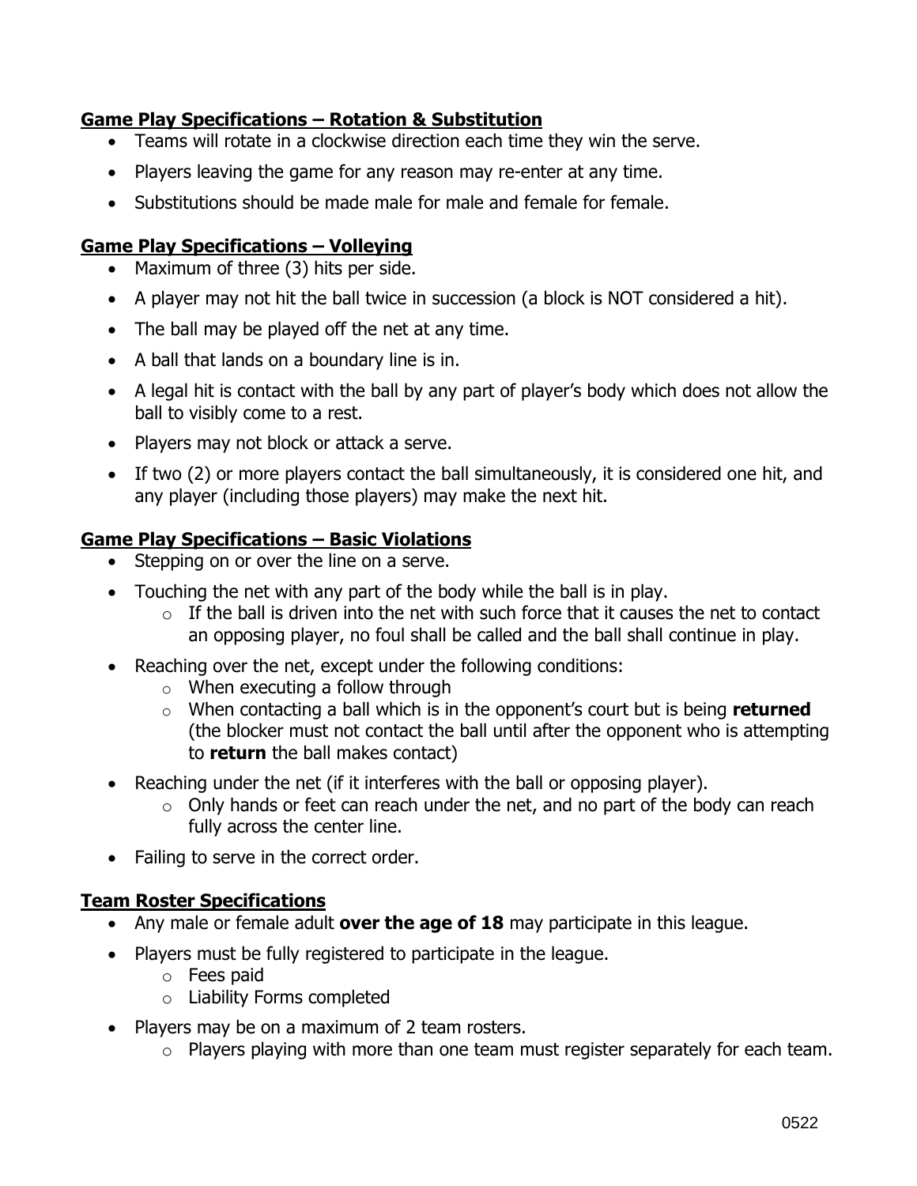## Game Play Specifications – Rotation & Substitution

- Teams will rotate in a clockwise direction each time they win the serve.
- Players leaving the game for any reason may re-enter at any time.
- Substitutions should be made male for male and female for female.

## Game Play Specifications – Volleying

- Maximum of three (3) hits per side.
- A player may not hit the ball twice in succession (a block is NOT considered a hit).
- The ball may be played off the net at any time.
- A ball that lands on a boundary line is in.
- A legal hit is contact with the ball by any part of player's body which does not allow the ball to visibly come to a rest.
- Players may not block or attack a serve.
- If two (2) or more players contact the ball simultaneously, it is considered one hit, and any player (including those players) may make the next hit.

## Game Play Specifications – Basic Violations

- Stepping on or over the line on a serve.
- Touching the net with any part of the body while the ball is in play.
  - If the ball is driven into the net with such force that it causes the net to contact an opposing player, no foul shall be called and the ball shall continue in play.
- Reaching over the net, except under the following conditions:
  - When executing a follow through
  - When contacting a ball which is in the opponent's court but is being **returned** (the blocker must not contact the ball until after the opponent who is attempting to **return** the ball makes contact)
- Reaching under the net (if it interferes with the ball or opposing player).
  - Only hands or feet can reach under the net, and no part of the body can reach fully across the center line.
- Failing to serve in the correct order.

## Team Roster Specifications

- Any male or female adult **over the age of 18** may participate in this league.
- Players must be fully registered to participate in the league.
  - Fees paid
  - Liability Forms completed
- Players may be on a maximum of 2 team rosters.
  - Players playing with more than one team must register separately for each team.

0522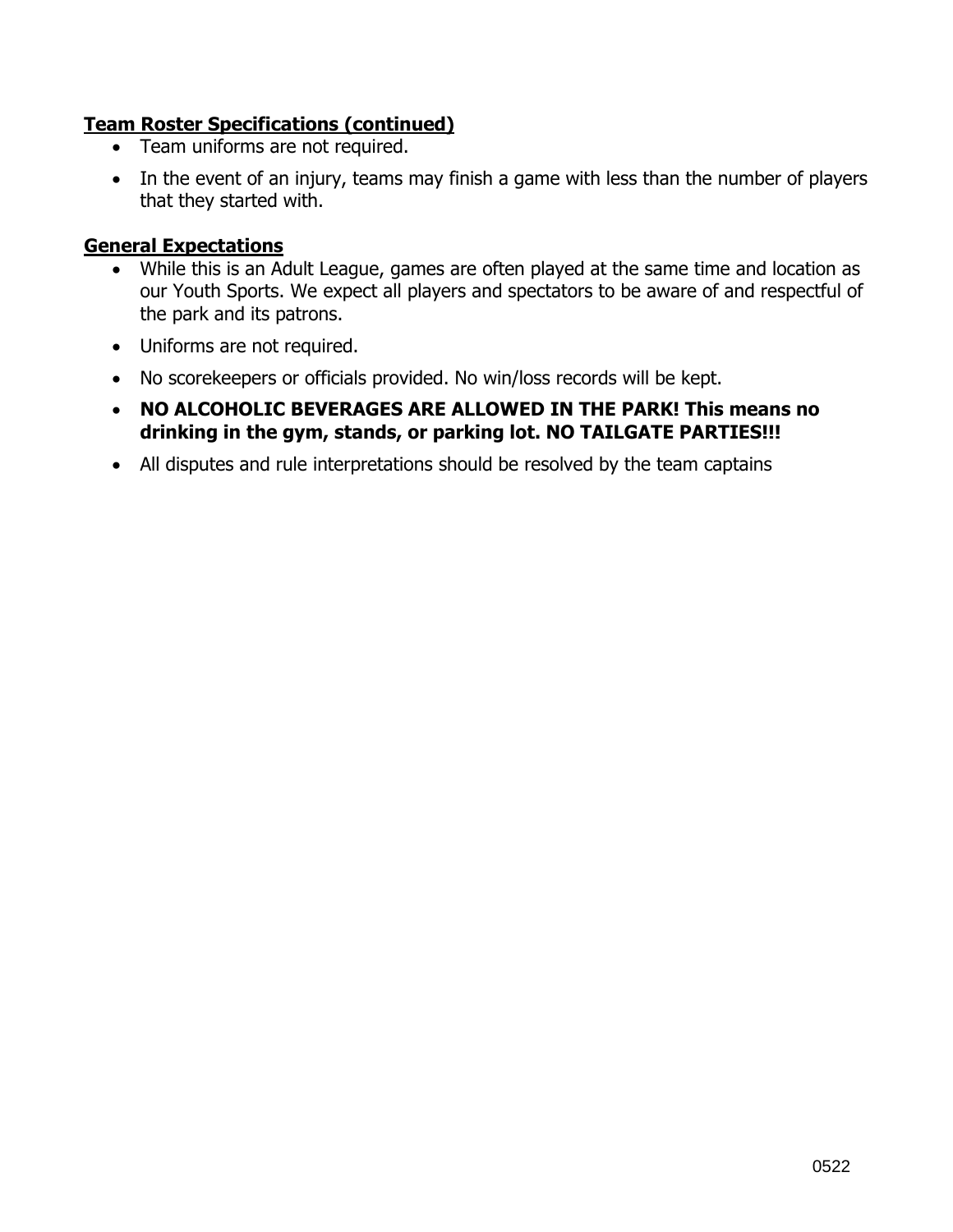**Team Roster Specifications (continued)**

- Team uniforms are not required.
- In the event of an injury, teams may finish a game with less than the number of players that they started with.

**General Expectations**

- While this is an Adult League, games are often played at the same time and location as our Youth Sports. We expect all players and spectators to be aware of and respectful of the park and its patrons.
- Uniforms are not required.
- No scorekeepers or officials provided. No win/loss records will be kept.
- **NO ALCOHOLIC BEVERAGES ARE ALLOWED IN THE PARK! This means no drinking in the gym, stands, or parking lot. NO TAILGATE PARTIES!!!**
- All disputes and rule interpretations should be resolved by the team captains